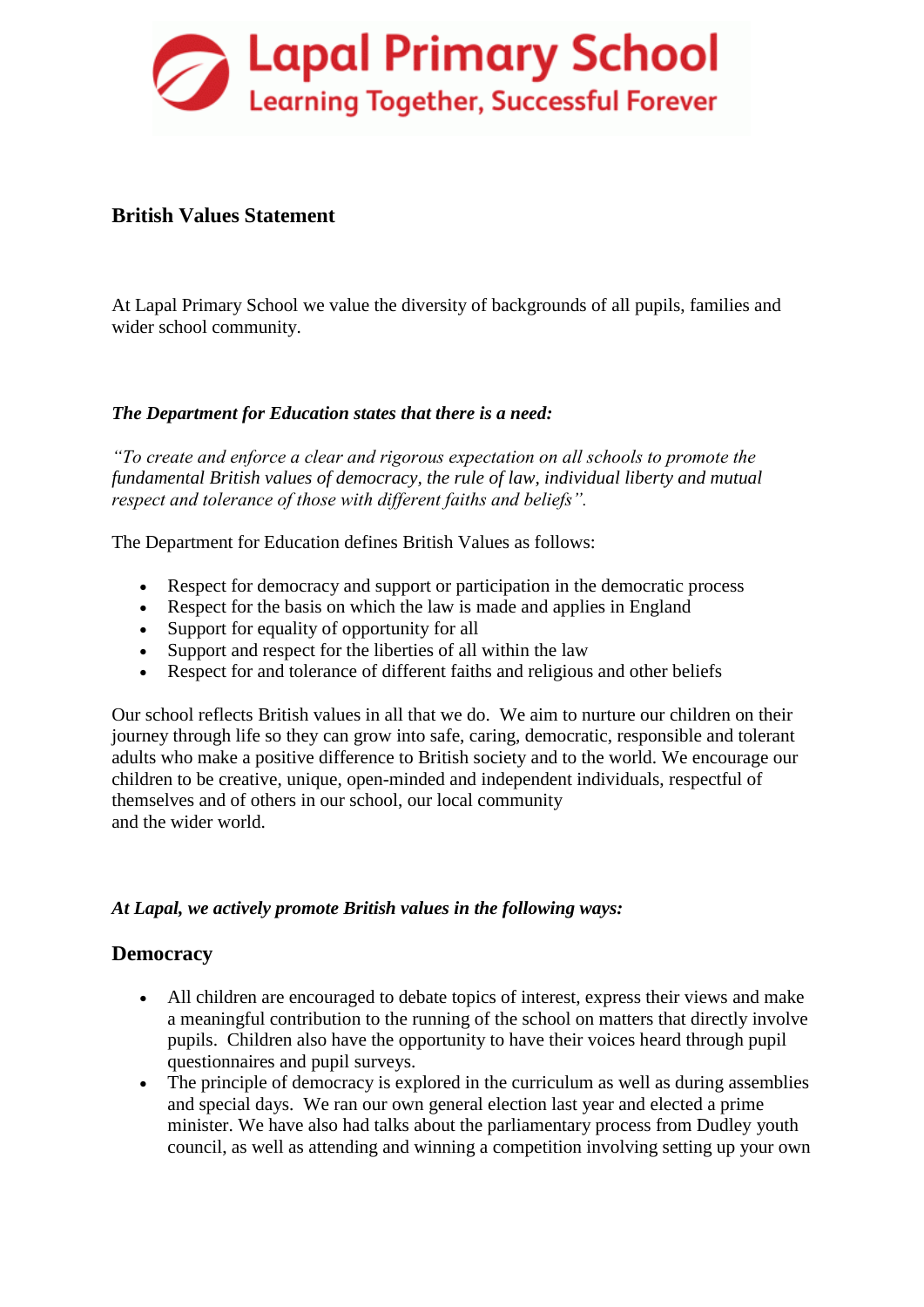# Lapal Primary School
Learning Together, Successful Forever

## British Values Statement

At Lapal Primary School we value the diversity of backgrounds of all pupils, families and wider school community.

***The Department for Education states that there is a need:***

*"To create and enforce a clear and rigorous expectation on all schools to promote the fundamental British values of democracy, the rule of law, individual liberty and mutual respect and tolerance of those with different faiths and beliefs".*

The Department for Education defines British Values as follows:

- Respect for democracy and support or participation in the democratic process
- Respect for the basis on which the law is made and applies in England
- Support for equality of opportunity for all
- Support and respect for the liberties of all within the law
- Respect for and tolerance of different faiths and religious and other beliefs

Our school reflects British values in all that we do. We aim to nurture our children on their journey through life so they can grow into safe, caring, democratic, responsible and tolerant adults who make a positive difference to British society and to the world. We encourage our children to be creative, unique, open-minded and independent individuals, respectful of themselves and of others in our school, our local community and the wider world.

***At Lapal, we actively promote British values in the following ways:***

## Democracy

- All children are encouraged to debate topics of interest, express their views and make a meaningful contribution to the running of the school on matters that directly involve pupils. Children also have the opportunity to have their voices heard through pupil questionnaires and pupil surveys.
- The principle of democracy is explored in the curriculum as well as during assemblies and special days. We ran our own general election last year and elected a prime minister. We have also had talks about the parliamentary process from Dudley youth council, as well as attending and winning a competition involving setting up your own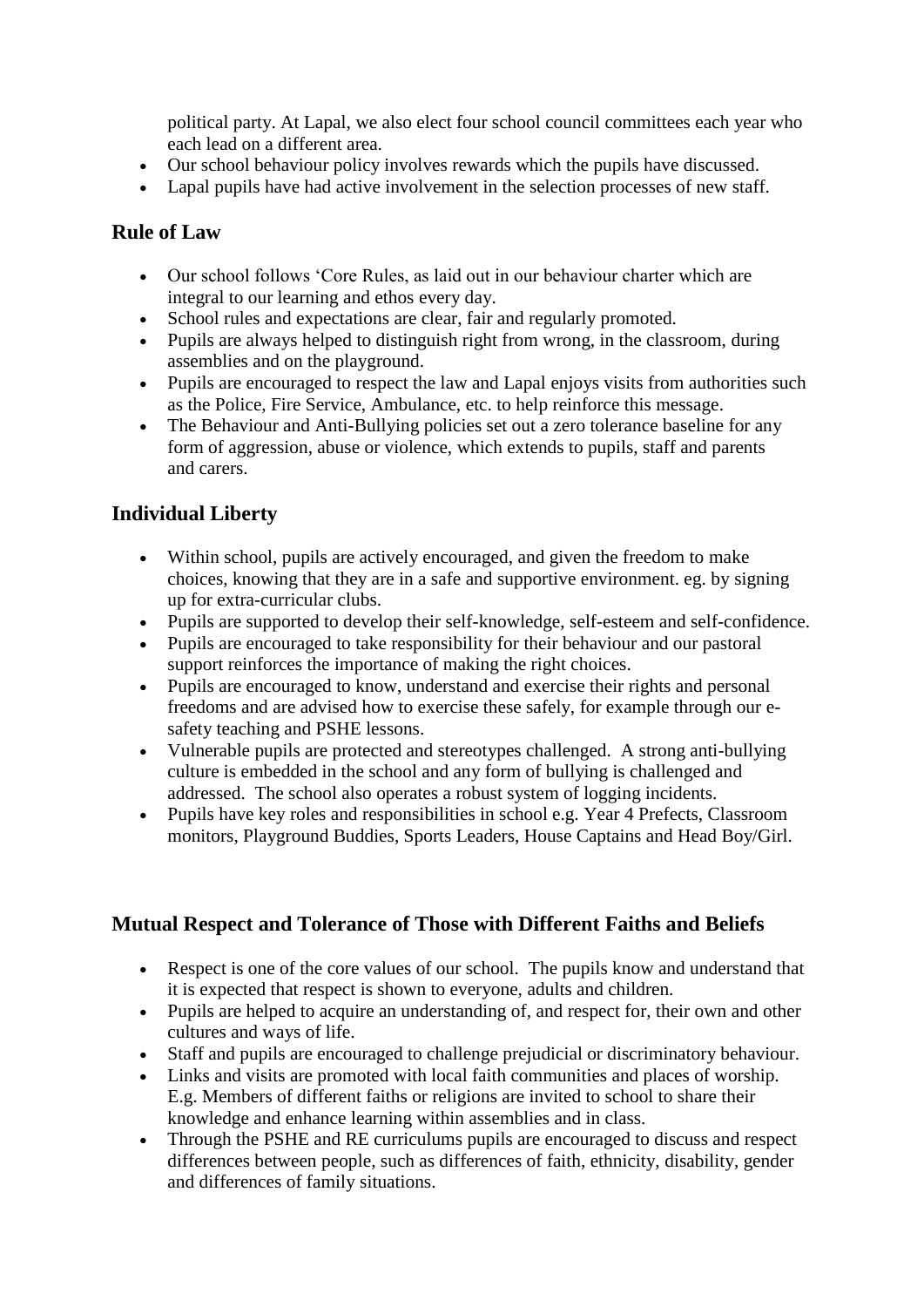political party. At Lapal, we also elect four school council committees each year who each lead on a different area.

- Our school behaviour policy involves rewards which the pupils have discussed.
- Lapal pupils have had active involvement in the selection processes of new staff.

## Rule of Law

- Our school follows 'Core Rules, as laid out in our behaviour charter which are integral to our learning and ethos every day.
- School rules and expectations are clear, fair and regularly promoted.
- Pupils are always helped to distinguish right from wrong, in the classroom, during assemblies and on the playground.
- Pupils are encouraged to respect the law and Lapal enjoys visits from authorities such as the Police, Fire Service, Ambulance, etc. to help reinforce this message.
- The Behaviour and Anti-Bullying policies set out a zero tolerance baseline for any form of aggression, abuse or violence, which extends to pupils, staff and parents and carers.

## Individual Liberty

- Within school, pupils are actively encouraged, and given the freedom to make choices, knowing that they are in a safe and supportive environment. eg. by signing up for extra-curricular clubs.
- Pupils are supported to develop their self-knowledge, self-esteem and self-confidence.
- Pupils are encouraged to take responsibility for their behaviour and our pastoral support reinforces the importance of making the right choices.
- Pupils are encouraged to know, understand and exercise their rights and personal freedoms and are advised how to exercise these safely, for example through our e-safety teaching and PSHE lessons.
- Vulnerable pupils are protected and stereotypes challenged. A strong anti-bullying culture is embedded in the school and any form of bullying is challenged and addressed. The school also operates a robust system of logging incidents.
- Pupils have key roles and responsibilities in school e.g. Year 4 Prefects, Classroom monitors, Playground Buddies, Sports Leaders, House Captains and Head Boy/Girl.

## Mutual Respect and Tolerance of Those with Different Faiths and Beliefs

- Respect is one of the core values of our school. The pupils know and understand that it is expected that respect is shown to everyone, adults and children.
- Pupils are helped to acquire an understanding of, and respect for, their own and other cultures and ways of life.
- Staff and pupils are encouraged to challenge prejudicial or discriminatory behaviour.
- Links and visits are promoted with local faith communities and places of worship. E.g. Members of different faiths or religions are invited to school to share their knowledge and enhance learning within assemblies and in class.
- Through the PSHE and RE curriculums pupils are encouraged to discuss and respect differences between people, such as differences of faith, ethnicity, disability, gender and differences of family situations.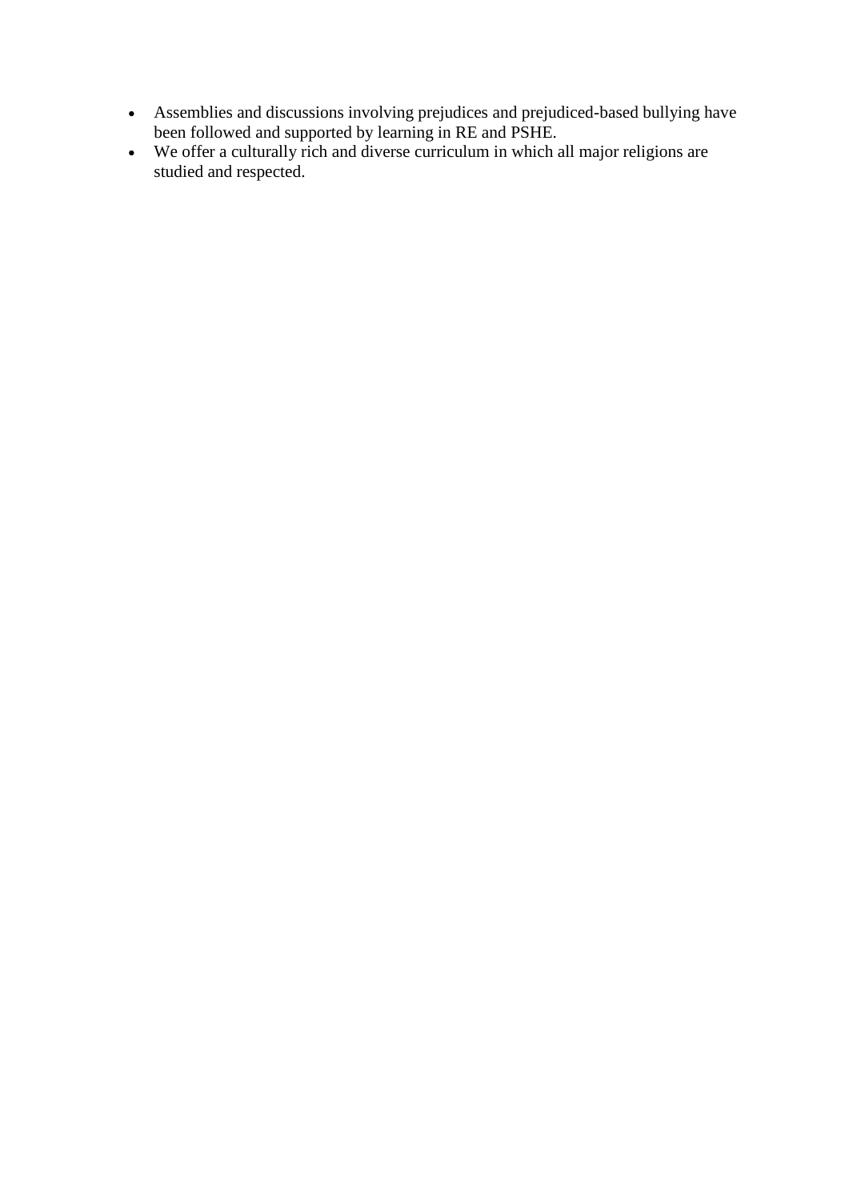- Assemblies and discussions involving prejudices and prejudiced-based bullying have been followed and supported by learning in RE and PSHE.
- We offer a culturally rich and diverse curriculum in which all major religions are studied and respected.